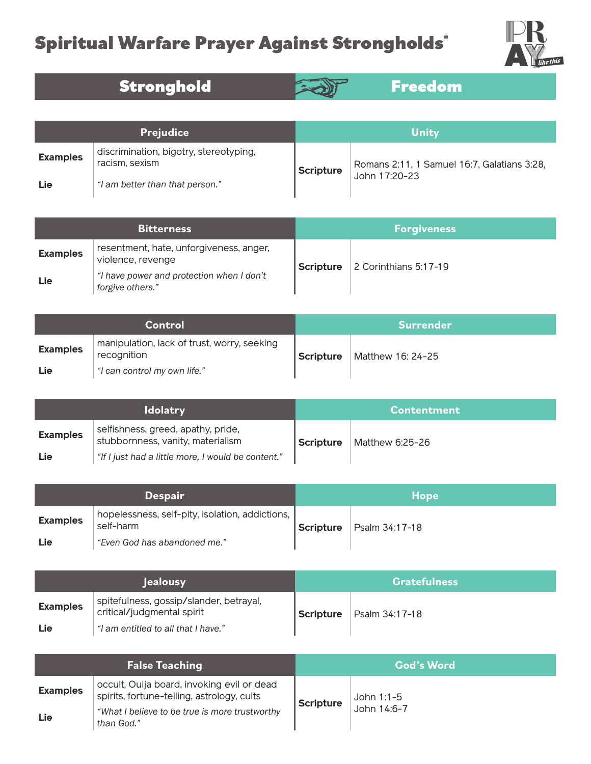# Spiritual Warfare Prayer Against Strongholds*

| Stronghold | | Freedom | |
|---|---|---|---|
| **Prejudice** | | **Unity** | |
| **Examples** | discrimination, bigotry, stereotyping, racism, sexism | **Scripture** | Romans 2:11, 1 Samuel 16:7, Galatians 3:28, John 17:20-23 |
| **Lie** | *"I am better than that person."* | | |
| **Bitterness** | | **Forgiveness** | |
| **Examples** | resentment, hate, unforgiveness, anger, violence, revenge | **Scripture** | 2 Corinthians 5:17-19 |
| **Lie** | *"I have power and protection when I don't forgive others."* | | |
| **Control** | | **Surrender** | |
| **Examples** | manipulation, lack of trust, worry, seeking recognition | **Scripture** | Matthew 16: 24-25 |
| **Lie** | *"I can control my own life."* | | |
| **Idolatry** | | **Contentment** | |
| **Examples** | selfishness, greed, apathy, pride, stubbornness, vanity, materialism | **Scripture** | Matthew 6:25-26 |
| **Lie** | *"If I just had a little more, I would be content."* | | |
| **Despair** | | **Hope** | |
| **Examples** | hopelessness, self-pity, isolation, addictions, self-harm | **Scripture** | Psalm 34:17-18 |
| **Lie** | *"Even God has abandoned me."* | | |
| **Jealousy** | | **Gratefulness** | |
| **Examples** | spitefulness, gossip/slander, betrayal, critical/judgmental spirit | **Scripture** | Psalm 34:17-18 |
| **Lie** | *"I am entitled to all that I have."* | | |
| **False Teaching** | | **God's Word** | |
| **Examples** | occult, Ouija board, invoking evil or dead spirits, fortune-telling, astrology, cults | **Scripture** | John 1:1-5<br>John 14:6-7 |
| **Lie** | *"What I believe to be true is more trustworthy than God."* | | |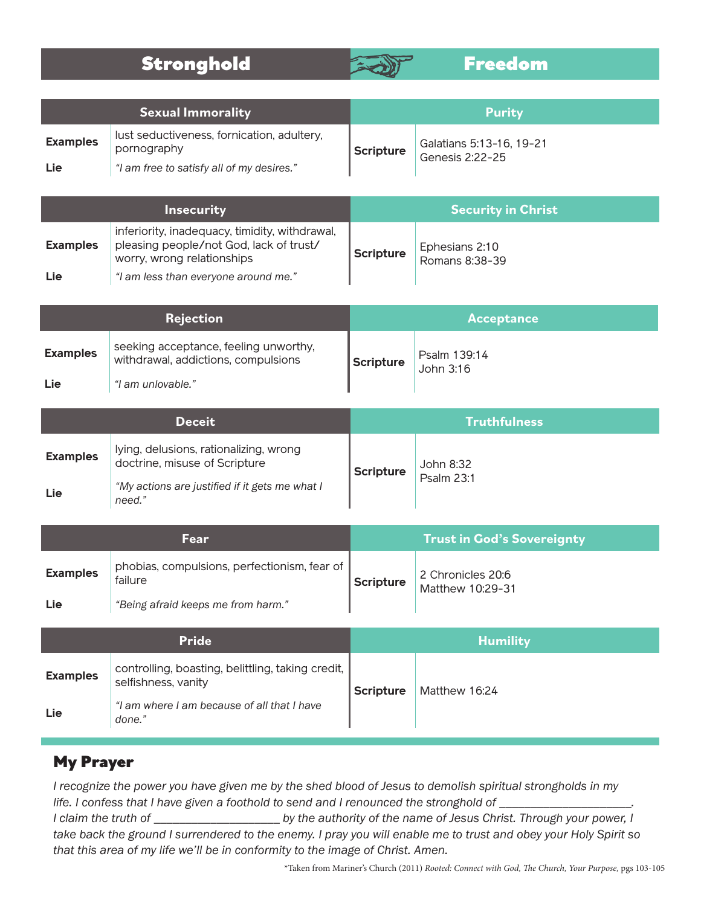| Stronghold | | Freedom | |
|---|---|---|---|
| **Sexual Immorality** | | **Purity** | |
| **Examples** | lust seductiveness, fornication, adultery, pornography | **Scripture** | Galatians 5:13-16, 19-21<br>Genesis 2:22-25 |
| **Lie** | *"I am free to satisfy all of my desires."* | | |
| **Insecurity** | | **Security in Christ** | |
| **Examples** | inferiority, inadequacy, timidity, withdrawal, pleasing people/not God, lack of trust/worry, wrong relationships | **Scripture** | Ephesians 2:10<br>Romans 8:38-39 |
| **Lie** | *"I am less than everyone around me."* | | |
| **Rejection** | | **Acceptance** | |
| **Examples** | seeking acceptance, feeling unworthy, withdrawal, addictions, compulsions | **Scripture** | Psalm 139:14<br>John 3:16 |
| **Lie** | *"I am unlovable."* | | |
| **Deceit** | | **Truthfulness** | |
| **Examples** | lying, delusions, rationalizing, wrong doctrine, misuse of Scripture | **Scripture** | John 8:32<br>Psalm 23:1 |
| **Lie** | *"My actions are justified if it gets me what I need."* | | |
| **Fear** | | **Trust in God's Sovereignty** | |
| **Examples** | phobias, compulsions, perfectionism, fear of failure | **Scripture** | 2 Chronicles 20:6<br>Matthew 10:29-31 |
| **Lie** | *"Being afraid keeps me from harm."* | | |
| **Pride** | | **Humility** | |
| **Examples** | controlling, boasting, belittling, taking credit, selfishness, vanity | **Scripture** | Matthew 16:24 |
| **Lie** | *"I am where I am because of all that I have done."* | | |

## My Prayer

*I recognize the power you have given me by the shed blood of Jesus to demolish spiritual strongholds in my life. I confess that I have given a foothold to send and I renounced the stronghold of ____________________. I claim the truth of ____________________ by the authority of the name of Jesus Christ. Through your power, I take back the ground I surrendered to the enemy. I pray you will enable me to trust and obey your Holy Spirit so that this area of my life we'll be in conformity to the image of Christ. Amen.*

*Taken from Mariner's Church (2011) *Rooted: Connect with God, The Church, Your Purpose,* pgs 103-105